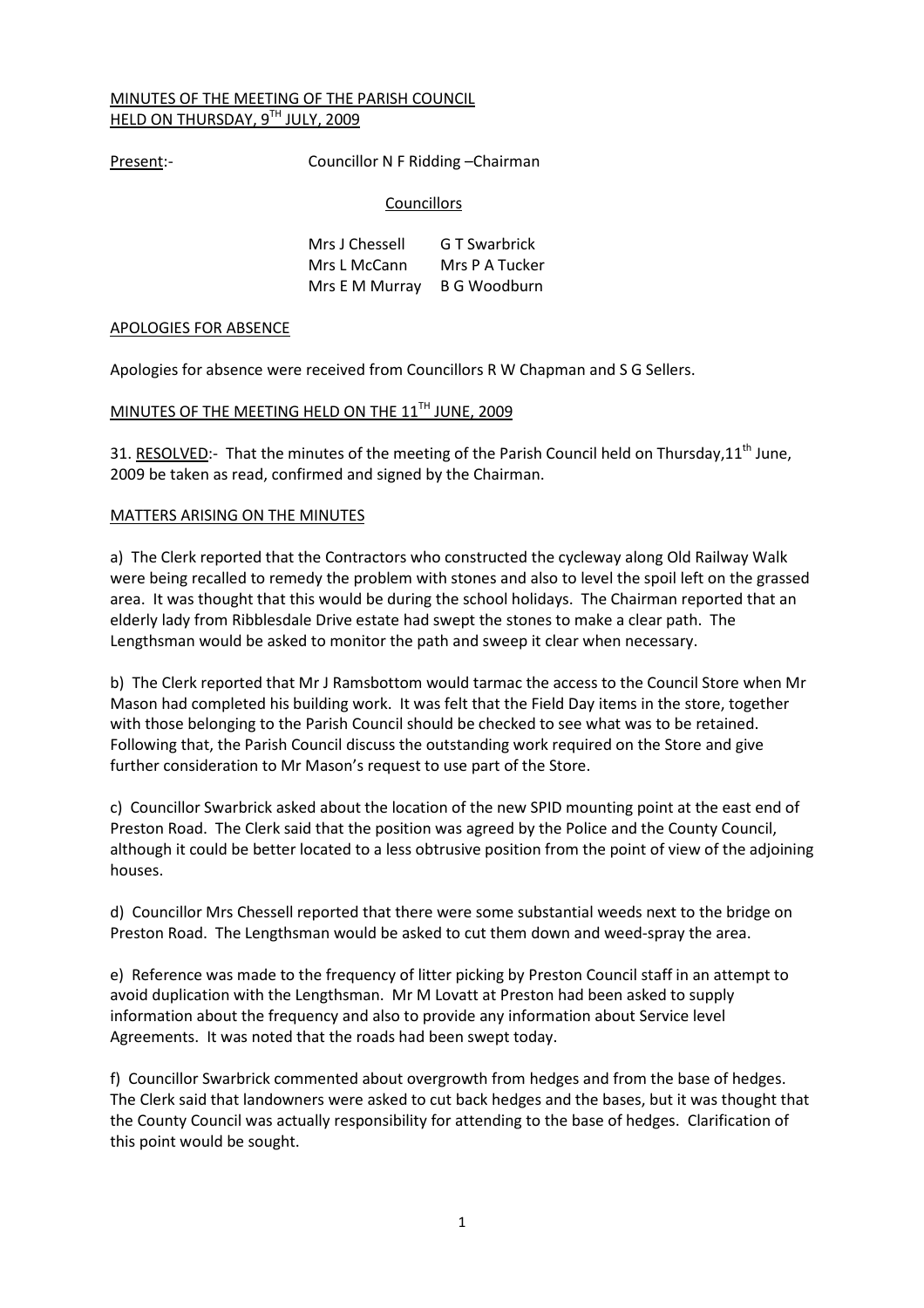# MINUTES OF THE MEETING OF THE PARISH COUNCIL HELD ON THURSDAY, 9[TH] JULY, 2009

Present:- Councillor N F Ridding –Chairman

Councillors

| | |
|---|---|
| Mrs J Chessell | G T Swarbrick |
| Mrs L McCann | Mrs P A Tucker |
| Mrs E M Murray | B G Woodburn |

## APOLOGIES FOR ABSENCE

Apologies for absence were received from Councillors R W Chapman and S G Sellers.

## MINUTES OF THE MEETING HELD ON THE 11[TH] JUNE, 2009

31. RESOLVED:- That the minutes of the meeting of the Parish Council held on Thursday,11[th] June, 2009 be taken as read, confirmed and signed by the Chairman.

## MATTERS ARISING ON THE MINUTES

a) The Clerk reported that the Contractors who constructed the cycleway along Old Railway Walk were being recalled to remedy the problem with stones and also to level the spoil left on the grassed area. It was thought that this would be during the school holidays. The Chairman reported that an elderly lady from Ribblesdale Drive estate had swept the stones to make a clear path. The Lengthsman would be asked to monitor the path and sweep it clear when necessary.

b) The Clerk reported that Mr J Ramsbottom would tarmac the access to the Council Store when Mr Mason had completed his building work. It was felt that the Field Day items in the store, together with those belonging to the Parish Council should be checked to see what was to be retained. Following that, the Parish Council discuss the outstanding work required on the Store and give further consideration to Mr Mason's request to use part of the Store.

c) Councillor Swarbrick asked about the location of the new SPID mounting point at the east end of Preston Road. The Clerk said that the position was agreed by the Police and the County Council, although it could be better located to a less obtrusive position from the point of view of the adjoining houses.

d) Councillor Mrs Chessell reported that there were some substantial weeds next to the bridge on Preston Road. The Lengthsman would be asked to cut them down and weed-spray the area.

e) Reference was made to the frequency of litter picking by Preston Council staff in an attempt to avoid duplication with the Lengthsman. Mr M Lovatt at Preston had been asked to supply information about the frequency and also to provide any information about Service level Agreements. It was noted that the roads had been swept today.

f) Councillor Swarbrick commented about overgrowth from hedges and from the base of hedges. The Clerk said that landowners were asked to cut back hedges and the bases, but it was thought that the County Council was actually responsibility for attending to the base of hedges. Clarification of this point would be sought.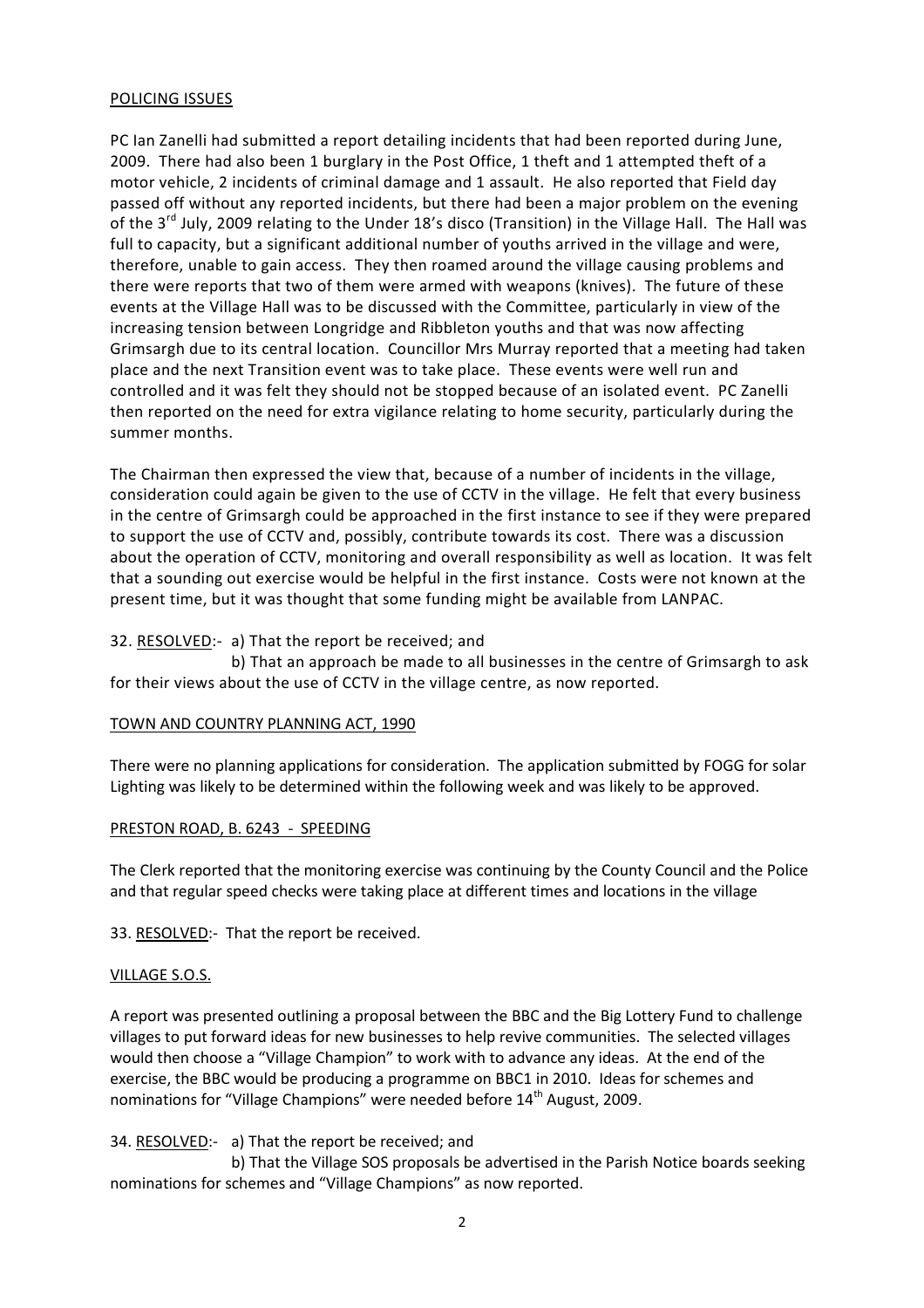POLICING ISSUES

PC Ian Zanelli had submitted a report detailing incidents that had been reported during June, 2009. There had also been 1 burglary in the Post Office, 1 theft and 1 attempted theft of a motor vehicle, 2 incidents of criminal damage and 1 assault. He also reported that Field day passed off without any reported incidents, but there had been a major problem on the evening of the 3rd July, 2009 relating to the Under 18's disco (Transition) in the Village Hall. The Hall was full to capacity, but a significant additional number of youths arrived in the village and were, therefore, unable to gain access. They then roamed around the village causing problems and there were reports that two of them were armed with weapons (knives). The future of these events at the Village Hall was to be discussed with the Committee, particularly in view of the increasing tension between Longridge and Ribbleton youths and that was now affecting Grimsargh due to its central location. Councillor Mrs Murray reported that a meeting had taken place and the next Transition event was to take place. These events were well run and controlled and it was felt they should not be stopped because of an isolated event. PC Zanelli then reported on the need for extra vigilance relating to home security, particularly during the summer months.

The Chairman then expressed the view that, because of a number of incidents in the village, consideration could again be given to the use of CCTV in the village. He felt that every business in the centre of Grimsargh could be approached in the first instance to see if they were prepared to support the use of CCTV and, possibly, contribute towards its cost. There was a discussion about the operation of CCTV, monitoring and overall responsibility as well as location. It was felt that a sounding out exercise would be helpful in the first instance. Costs were not known at the present time, but it was thought that some funding might be available from LANPAC.

32. RESOLVED:- a) That the report be received; and
b) That an approach be made to all businesses in the centre of Grimsargh to ask for their views about the use of CCTV in the village centre, as now reported.

TOWN AND COUNTRY PLANNING ACT, 1990

There were no planning applications for consideration. The application submitted by FOGG for solar Lighting was likely to be determined within the following week and was likely to be approved.

PRESTON ROAD, B. 6243 - SPEEDING

The Clerk reported that the monitoring exercise was continuing by the County Council and the Police and that regular speed checks were taking place at different times and locations in the village

33. RESOLVED:- That the report be received.

VILLAGE S.O.S.

A report was presented outlining a proposal between the BBC and the Big Lottery Fund to challenge villages to put forward ideas for new businesses to help revive communities. The selected villages would then choose a "Village Champion" to work with to advance any ideas. At the end of the exercise, the BBC would be producing a programme on BBC1 in 2010. Ideas for schemes and nominations for "Village Champions" were needed before 14th August, 2009.

34. RESOLVED:- a) That the report be received; and
b) That the Village SOS proposals be advertised in the Parish Notice boards seeking nominations for schemes and "Village Champions" as now reported.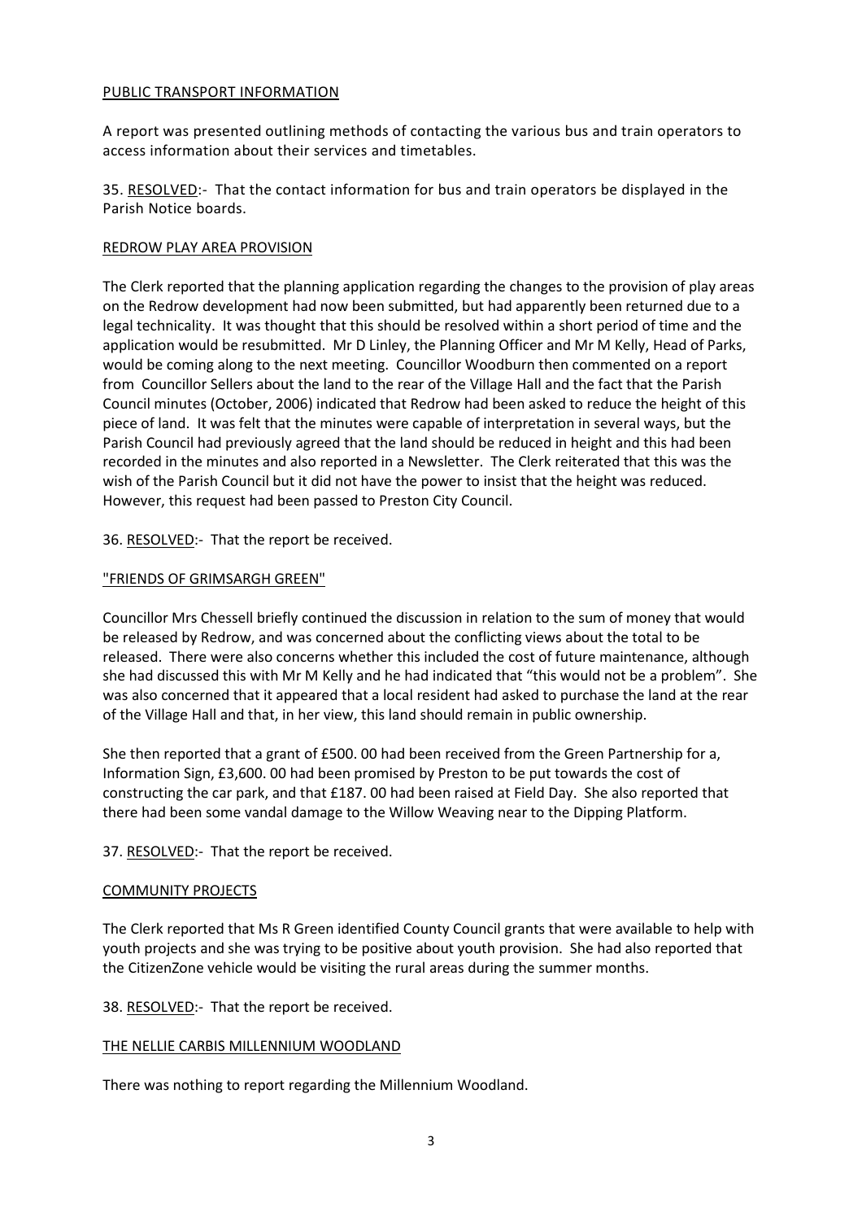## PUBLIC TRANSPORT INFORMATION

A report was presented outlining methods of contacting the various bus and train operators to access information about their services and timetables.

35. RESOLVED:- That the contact information for bus and train operators be displayed in the Parish Notice boards.

## REDROW PLAY AREA PROVISION

The Clerk reported that the planning application regarding the changes to the provision of play areas on the Redrow development had now been submitted, but had apparently been returned due to a legal technicality. It was thought that this should be resolved within a short period of time and the application would be resubmitted. Mr D Linley, the Planning Officer and Mr M Kelly, Head of Parks, would be coming along to the next meeting. Councillor Woodburn then commented on a report from Councillor Sellers about the land to the rear of the Village Hall and the fact that the Parish Council minutes (October, 2006) indicated that Redrow had been asked to reduce the height of this piece of land. It was felt that the minutes were capable of interpretation in several ways, but the Parish Council had previously agreed that the land should be reduced in height and this had been recorded in the minutes and also reported in a Newsletter. The Clerk reiterated that this was the wish of the Parish Council but it did not have the power to insist that the height was reduced. However, this request had been passed to Preston City Council.

36. RESOLVED:- That the report be received.

## "FRIENDS OF GRIMSARGH GREEN"

Councillor Mrs Chessell briefly continued the discussion in relation to the sum of money that would be released by Redrow, and was concerned about the conflicting views about the total to be released. There were also concerns whether this included the cost of future maintenance, although she had discussed this with Mr M Kelly and he had indicated that "this would not be a problem". She was also concerned that it appeared that a local resident had asked to purchase the land at the rear of the Village Hall and that, in her view, this land should remain in public ownership.

She then reported that a grant of £500. 00 had been received from the Green Partnership for a, Information Sign, £3,600. 00 had been promised by Preston to be put towards the cost of constructing the car park, and that £187. 00 had been raised at Field Day. She also reported that there had been some vandal damage to the Willow Weaving near to the Dipping Platform.

37. RESOLVED:- That the report be received.

## COMMUNITY PROJECTS

The Clerk reported that Ms R Green identified County Council grants that were available to help with youth projects and she was trying to be positive about youth provision. She had also reported that the CitizenZone vehicle would be visiting the rural areas during the summer months.

38. RESOLVED:- That the report be received.

## THE NELLIE CARBIS MILLENNIUM WOODLAND

There was nothing to report regarding the Millennium Woodland.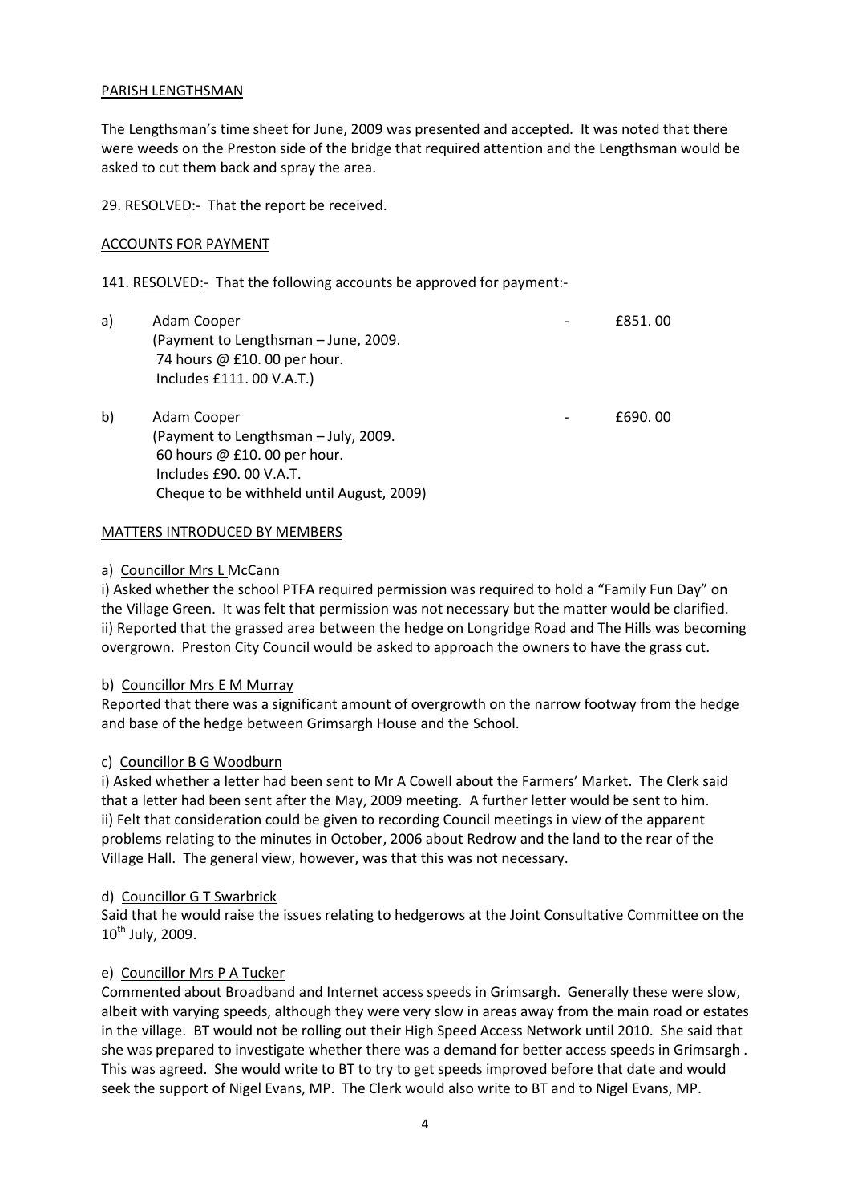PARISH LENGTHSMAN

The Lengthsman's time sheet for June, 2009 was presented and accepted. It was noted that there were weeds on the Preston side of the bridge that required attention and the Lengthsman would be asked to cut them back and spray the area.

29. RESOLVED:- That the report be received.

ACCOUNTS FOR PAYMENT

141. RESOLVED:- That the following accounts be approved for payment:-

a) Adam Cooper - £851. 00
(Payment to Lengthsman – June, 2009.
74 hours @ £10. 00 per hour.
Includes £111. 00 V.A.T.)

b) Adam Cooper - £690. 00
(Payment to Lengthsman – July, 2009.
60 hours @ £10. 00 per hour.
Includes £90. 00 V.A.T.
Cheque to be withheld until August, 2009)

MATTERS INTRODUCED BY MEMBERS

a) Councillor Mrs L McCann

i) Asked whether the school PTFA required permission was required to hold a "Family Fun Day" on the Village Green. It was felt that permission was not necessary but the matter would be clarified.
ii) Reported that the grassed area between the hedge on Longridge Road and The Hills was becoming overgrown. Preston City Council would be asked to approach the owners to have the grass cut.

b) Councillor Mrs E M Murray

Reported that there was a significant amount of overgrowth on the narrow footway from the hedge and base of the hedge between Grimsargh House and the School.

c) Councillor B G Woodburn

i) Asked whether a letter had been sent to Mr A Cowell about the Farmers' Market. The Clerk said that a letter had been sent after the May, 2009 meeting. A further letter would be sent to him.
ii) Felt that consideration could be given to recording Council meetings in view of the apparent problems relating to the minutes in October, 2006 about Redrow and the land to the rear of the Village Hall. The general view, however, was that this was not necessary.

d) Councillor G T Swarbrick

Said that he would raise the issues relating to hedgerows at the Joint Consultative Committee on the 10th July, 2009.

e) Councillor Mrs P A Tucker

Commented about Broadband and Internet access speeds in Grimsargh. Generally these were slow, albeit with varying speeds, although they were very slow in areas away from the main road or estates in the village. BT would not be rolling out their High Speed Access Network until 2010. She said that she was prepared to investigate whether there was a demand for better access speeds in Grimsargh . This was agreed. She would write to BT to try to get speeds improved before that date and would seek the support of Nigel Evans, MP. The Clerk would also write to BT and to Nigel Evans, MP.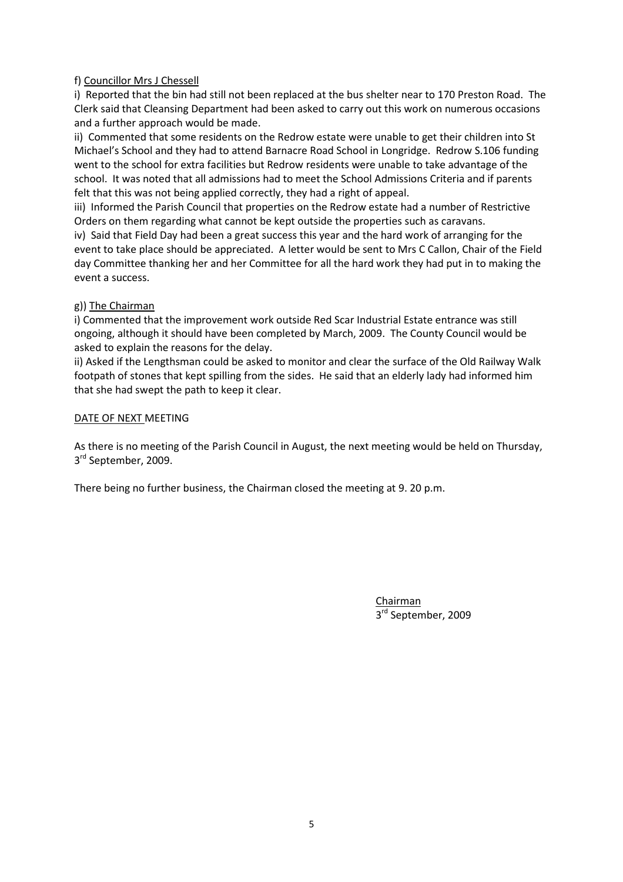f) <u>Councillor Mrs J Chessell</u>

i) Reported that the bin had still not been replaced at the bus shelter near to 170 Preston Road. The Clerk said that Cleansing Department had been asked to carry out this work on numerous occasions and a further approach would be made.

ii) Commented that some residents on the Redrow estate were unable to get their children into St Michael's School and they had to attend Barnacre Road School in Longridge. Redrow S.106 funding went to the school for extra facilities but Redrow residents were unable to take advantage of the school. It was noted that all admissions had to meet the School Admissions Criteria and if parents felt that this was not being applied correctly, they had a right of appeal.

iii) Informed the Parish Council that properties on the Redrow estate had a number of Restrictive Orders on them regarding what cannot be kept outside the properties such as caravans.

iv) Said that Field Day had been a great success this year and the hard work of arranging for the event to take place should be appreciated. A letter would be sent to Mrs C Callon, Chair of the Field day Committee thanking her and her Committee for all the hard work they had put in to making the event a success.

g)) <u>The Chairman</u>

i) Commented that the improvement work outside Red Scar Industrial Estate entrance was still ongoing, although it should have been completed by March, 2009. The County Council would be asked to explain the reasons for the delay.

ii) Asked if the Lengthsman could be asked to monitor and clear the surface of the Old Railway Walk footpath of stones that kept spilling from the sides. He said that an elderly lady had informed him that she had swept the path to keep it clear.

<u>DATE OF NEXT</u> MEETING

As there is no meeting of the Parish Council in August, the next meeting would be held on Thursday, 3rd September, 2009.

There being no further business, the Chairman closed the meeting at 9. 20 p.m.

<u>Chairman</u>
3rd September, 2009